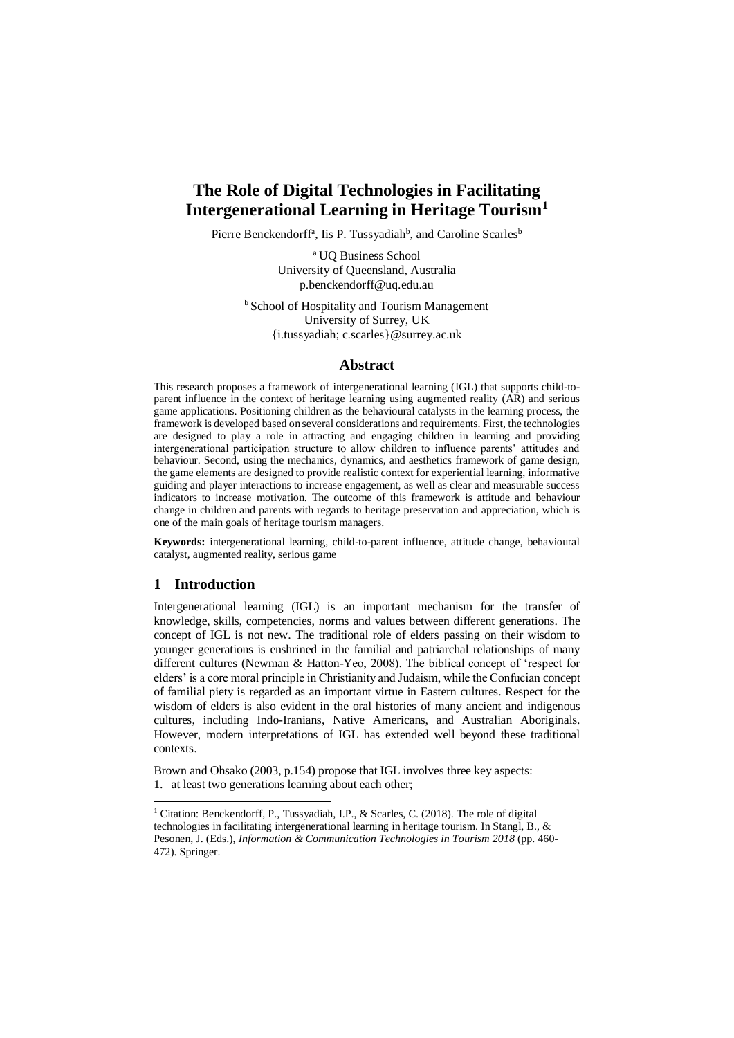# The Role of Digital Technologies in Facilitating Intergenerational Learning in Heritage Tourism[1]

Pierre Benckendorff[a], Iis P. Tussyadiah[b], and Caroline Scarles[b]

[a] UQ Business School
University of Queensland, Australia
p.benckendorff@uq.edu.au

[b] School of Hospitality and Tourism Management
University of Surrey, UK
{i.tussyadiah; c.scarles}@surrey.ac.uk

## Abstract

This research proposes a framework of intergenerational learning (IGL) that supports child-to-parent influence in the context of heritage learning using augmented reality (AR) and serious game applications. Positioning children as the behavioural catalysts in the learning process, the framework is developed based on several considerations and requirements. First, the technologies are designed to play a role in attracting and engaging children in learning and providing intergenerational participation structure to allow children to influence parents' attitudes and behaviour. Second, using the mechanics, dynamics, and aesthetics framework of game design, the game elements are designed to provide realistic context for experiential learning, informative guiding and player interactions to increase engagement, as well as clear and measurable success indicators to increase motivation. The outcome of this framework is attitude and behaviour change in children and parents with regards to heritage preservation and appreciation, which is one of the main goals of heritage tourism managers.

**Keywords:** intergenerational learning, child-to-parent influence, attitude change, behavioural catalyst, augmented reality, serious game

## 1 Introduction

Intergenerational learning (IGL) is an important mechanism for the transfer of knowledge, skills, competencies, norms and values between different generations. The concept of IGL is not new. The traditional role of elders passing on their wisdom to younger generations is enshrined in the familial and patriarchal relationships of many different cultures (Newman & Hatton-Yeo, 2008). The biblical concept of 'respect for elders' is a core moral principle in Christianity and Judaism, while the Confucian concept of familial piety is regarded as an important virtue in Eastern cultures. Respect for the wisdom of elders is also evident in the oral histories of many ancient and indigenous cultures, including Indo-Iranians, Native Americans, and Australian Aboriginals. However, modern interpretations of IGL has extended well beyond these traditional contexts.

Brown and Ohsako (2003, p.154) propose that IGL involves three key aspects:

1. at least two generations learning about each other;

[1] Citation: Benckendorff, P., Tussyadiah, I.P., & Scarles, C. (2018). The role of digital technologies in facilitating intergenerational learning in heritage tourism. In Stangl, B., & Pesonen, J. (Eds.), *Information & Communication Technologies in Tourism 2018* (pp. 460-472). Springer.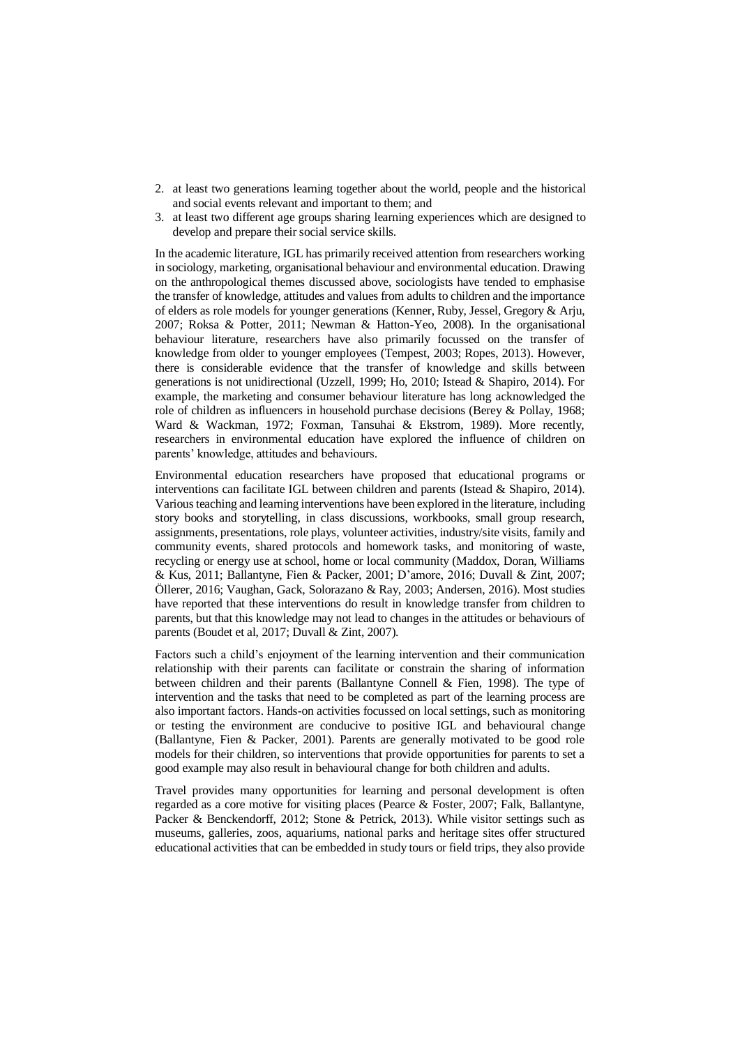2. at least two generations learning together about the world, people and the historical and social events relevant and important to them; and
3. at least two different age groups sharing learning experiences which are designed to develop and prepare their social service skills.

In the academic literature, IGL has primarily received attention from researchers working in sociology, marketing, organisational behaviour and environmental education. Drawing on the anthropological themes discussed above, sociologists have tended to emphasise the transfer of knowledge, attitudes and values from adults to children and the importance of elders as role models for younger generations (Kenner, Ruby, Jessel, Gregory & Arju, 2007; Roksa & Potter, 2011; Newman & Hatton-Yeo, 2008). In the organisational behaviour literature, researchers have also primarily focussed on the transfer of knowledge from older to younger employees (Tempest, 2003; Ropes, 2013). However, there is considerable evidence that the transfer of knowledge and skills between generations is not unidirectional (Uzzell, 1999; Ho, 2010; Istead & Shapiro, 2014). For example, the marketing and consumer behaviour literature has long acknowledged the role of children as influencers in household purchase decisions (Berey & Pollay, 1968; Ward & Wackman, 1972; Foxman, Tansuhai & Ekstrom, 1989). More recently, researchers in environmental education have explored the influence of children on parents' knowledge, attitudes and behaviours.

Environmental education researchers have proposed that educational programs or interventions can facilitate IGL between children and parents (Istead & Shapiro, 2014). Various teaching and learning interventions have been explored in the literature, including story books and storytelling, in class discussions, workbooks, small group research, assignments, presentations, role plays, volunteer activities, industry/site visits, family and community events, shared protocols and homework tasks, and monitoring of waste, recycling or energy use at school, home or local community (Maddox, Doran, Williams & Kus, 2011; Ballantyne, Fien & Packer, 2001; D'amore, 2016; Duvall & Zint, 2007; Öllerer, 2016; Vaughan, Gack, Solorazano & Ray, 2003; Andersen, 2016). Most studies have reported that these interventions do result in knowledge transfer from children to parents, but that this knowledge may not lead to changes in the attitudes or behaviours of parents (Boudet et al, 2017; Duvall & Zint, 2007).

Factors such a child's enjoyment of the learning intervention and their communication relationship with their parents can facilitate or constrain the sharing of information between children and their parents (Ballantyne Connell & Fien, 1998). The type of intervention and the tasks that need to be completed as part of the learning process are also important factors. Hands-on activities focussed on local settings, such as monitoring or testing the environment are conducive to positive IGL and behavioural change (Ballantyne, Fien & Packer, 2001). Parents are generally motivated to be good role models for their children, so interventions that provide opportunities for parents to set a good example may also result in behavioural change for both children and adults.

Travel provides many opportunities for learning and personal development is often regarded as a core motive for visiting places (Pearce & Foster, 2007; Falk, Ballantyne, Packer & Benckendorff, 2012; Stone & Petrick, 2013). While visitor settings such as museums, galleries, zoos, aquariums, national parks and heritage sites offer structured educational activities that can be embedded in study tours or field trips, they also provide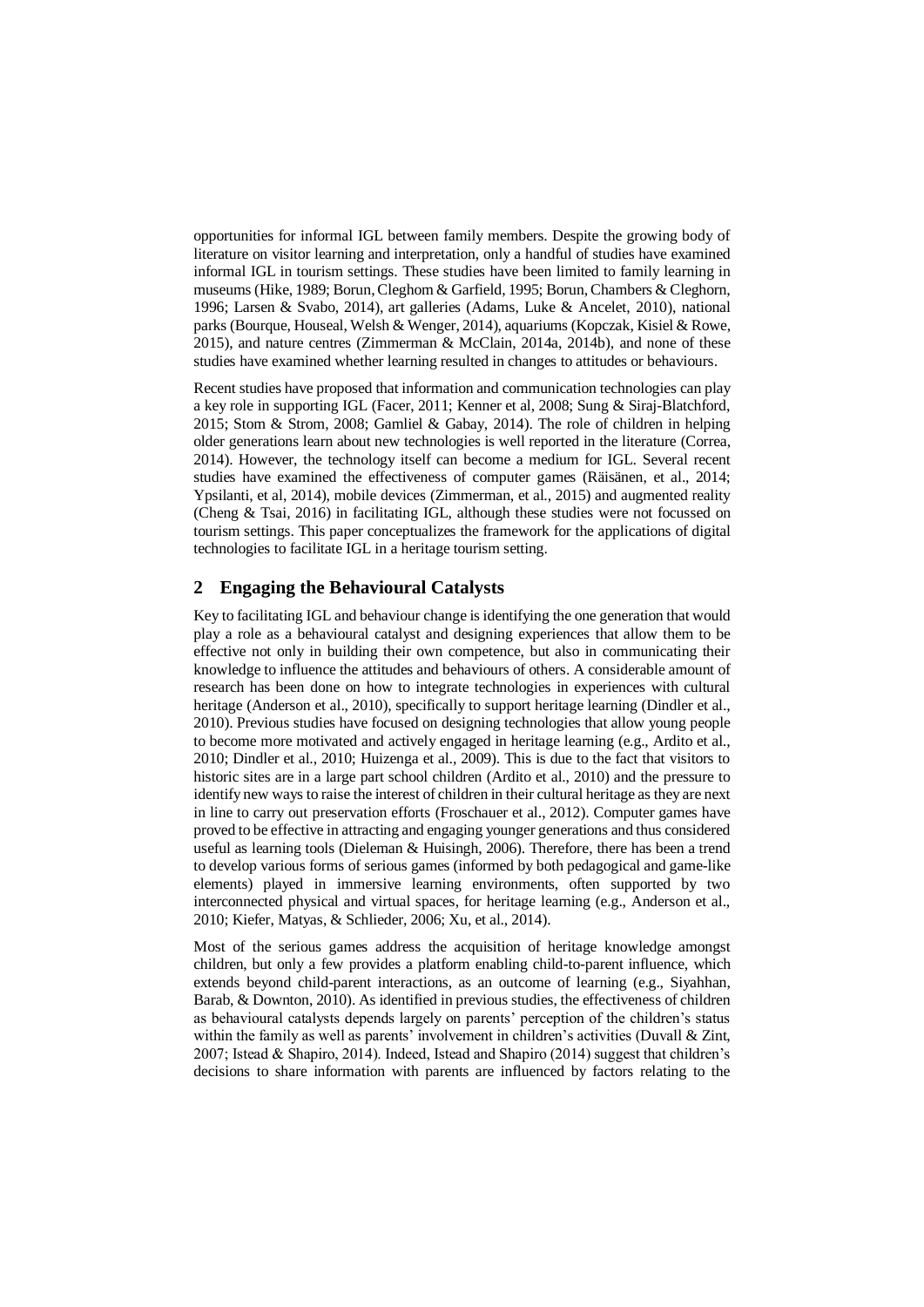opportunities for informal IGL between family members. Despite the growing body of literature on visitor learning and interpretation, only a handful of studies have examined informal IGL in tourism settings. These studies have been limited to family learning in museums (Hike, 1989; Borun, Cleghom & Garfield, 1995; Borun, Chambers & Cleghorn, 1996; Larsen & Svabo, 2014), art galleries (Adams, Luke & Ancelet, 2010), national parks (Bourque, Houseal, Welsh & Wenger, 2014), aquariums (Kopczak, Kisiel & Rowe, 2015), and nature centres (Zimmerman & McClain, 2014a, 2014b), and none of these studies have examined whether learning resulted in changes to attitudes or behaviours.

Recent studies have proposed that information and communication technologies can play a key role in supporting IGL (Facer, 2011; Kenner et al, 2008; Sung & Siraj-Blatchford, 2015; Stom & Strom, 2008; Gamliel & Gabay, 2014). The role of children in helping older generations learn about new technologies is well reported in the literature (Correa, 2014). However, the technology itself can become a medium for IGL. Several recent studies have examined the effectiveness of computer games (Räisänen, et al., 2014; Ypsilanti, et al, 2014), mobile devices (Zimmerman, et al., 2015) and augmented reality (Cheng & Tsai, 2016) in facilitating IGL, although these studies were not focussed on tourism settings. This paper conceptualizes the framework for the applications of digital technologies to facilitate IGL in a heritage tourism setting.

## 2 Engaging the Behavioural Catalysts

Key to facilitating IGL and behaviour change is identifying the one generation that would play a role as a behavioural catalyst and designing experiences that allow them to be effective not only in building their own competence, but also in communicating their knowledge to influence the attitudes and behaviours of others. A considerable amount of research has been done on how to integrate technologies in experiences with cultural heritage (Anderson et al., 2010), specifically to support heritage learning (Dindler et al., 2010). Previous studies have focused on designing technologies that allow young people to become more motivated and actively engaged in heritage learning (e.g., Ardito et al., 2010; Dindler et al., 2010; Huizenga et al., 2009). This is due to the fact that visitors to historic sites are in a large part school children (Ardito et al., 2010) and the pressure to identify new ways to raise the interest of children in their cultural heritage as they are next in line to carry out preservation efforts (Froschauer et al., 2012). Computer games have proved to be effective in attracting and engaging younger generations and thus considered useful as learning tools (Dieleman & Huisingh, 2006). Therefore, there has been a trend to develop various forms of serious games (informed by both pedagogical and game-like elements) played in immersive learning environments, often supported by two interconnected physical and virtual spaces, for heritage learning (e.g., Anderson et al., 2010; Kiefer, Matyas, & Schlieder, 2006; Xu, et al., 2014).

Most of the serious games address the acquisition of heritage knowledge amongst children, but only a few provides a platform enabling child-to-parent influence, which extends beyond child-parent interactions, as an outcome of learning (e.g., Siyahhan, Barab, & Downton, 2010). As identified in previous studies, the effectiveness of children as behavioural catalysts depends largely on parents' perception of the children's status within the family as well as parents' involvement in children's activities (Duvall & Zint, 2007; Istead & Shapiro, 2014). Indeed, Istead and Shapiro (2014) suggest that children's decisions to share information with parents are influenced by factors relating to the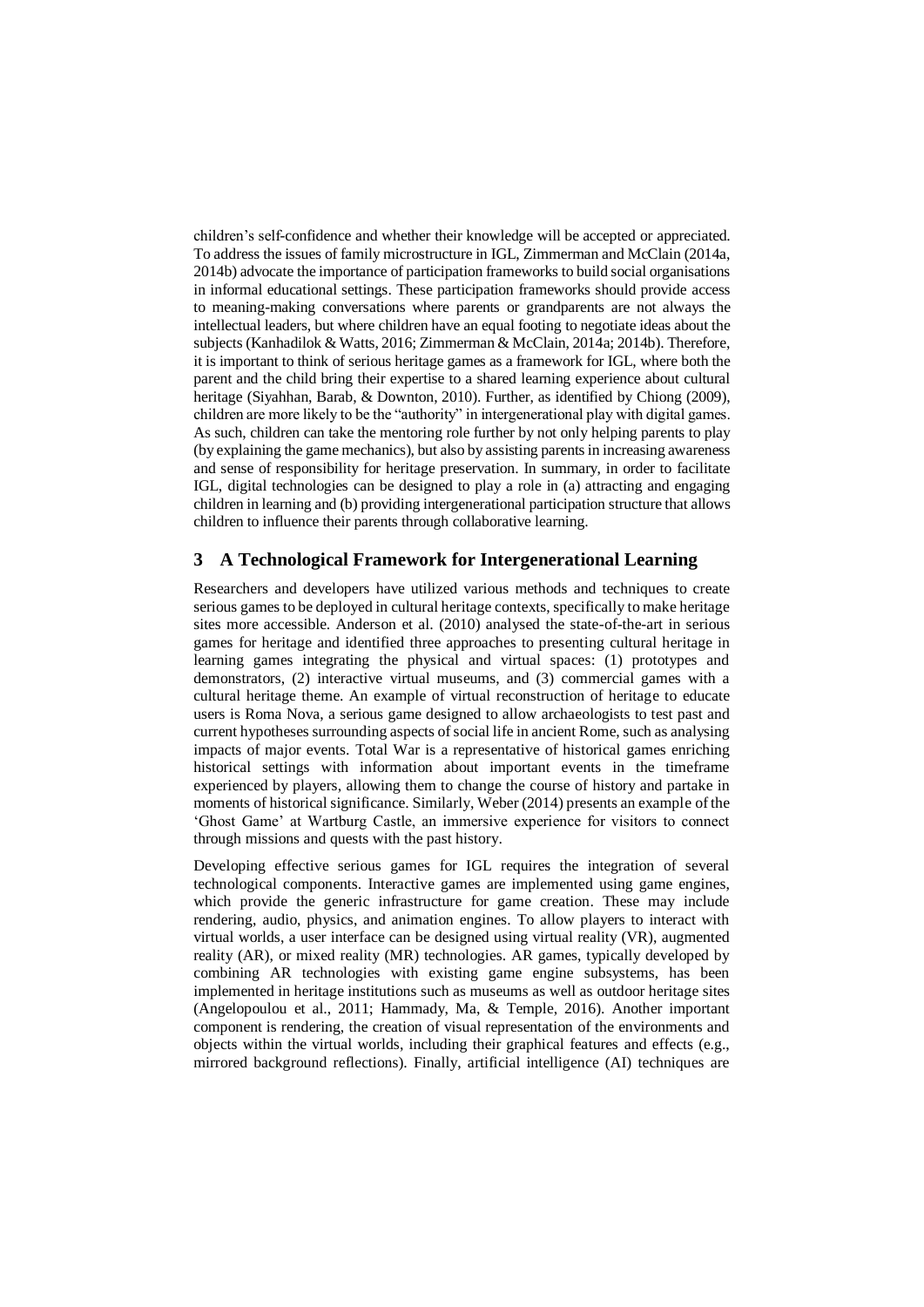children's self-confidence and whether their knowledge will be accepted or appreciated. To address the issues of family microstructure in IGL, Zimmerman and McClain (2014a, 2014b) advocate the importance of participation frameworks to build social organisations in informal educational settings. These participation frameworks should provide access to meaning-making conversations where parents or grandparents are not always the intellectual leaders, but where children have an equal footing to negotiate ideas about the subjects (Kanhadilok & Watts, 2016; Zimmerman & McClain, 2014a; 2014b). Therefore, it is important to think of serious heritage games as a framework for IGL, where both the parent and the child bring their expertise to a shared learning experience about cultural heritage (Siyahhan, Barab, & Downton, 2010). Further, as identified by Chiong (2009), children are more likely to be the "authority" in intergenerational play with digital games. As such, children can take the mentoring role further by not only helping parents to play (by explaining the game mechanics), but also by assisting parents in increasing awareness and sense of responsibility for heritage preservation. In summary, in order to facilitate IGL, digital technologies can be designed to play a role in (a) attracting and engaging children in learning and (b) providing intergenerational participation structure that allows children to influence their parents through collaborative learning.

## 3 A Technological Framework for Intergenerational Learning

Researchers and developers have utilized various methods and techniques to create serious games to be deployed in cultural heritage contexts, specifically to make heritage sites more accessible. Anderson et al. (2010) analysed the state-of-the-art in serious games for heritage and identified three approaches to presenting cultural heritage in learning games integrating the physical and virtual spaces: (1) prototypes and demonstrators, (2) interactive virtual museums, and (3) commercial games with a cultural heritage theme. An example of virtual reconstruction of heritage to educate users is Roma Nova, a serious game designed to allow archaeologists to test past and current hypotheses surrounding aspects of social life in ancient Rome, such as analysing impacts of major events. Total War is a representative of historical games enriching historical settings with information about important events in the timeframe experienced by players, allowing them to change the course of history and partake in moments of historical significance. Similarly, Weber (2014) presents an example of the 'Ghost Game' at Wartburg Castle, an immersive experience for visitors to connect through missions and quests with the past history.

Developing effective serious games for IGL requires the integration of several technological components. Interactive games are implemented using game engines, which provide the generic infrastructure for game creation. These may include rendering, audio, physics, and animation engines. To allow players to interact with virtual worlds, a user interface can be designed using virtual reality (VR), augmented reality (AR), or mixed reality (MR) technologies. AR games, typically developed by combining AR technologies with existing game engine subsystems, has been implemented in heritage institutions such as museums as well as outdoor heritage sites (Angelopoulou et al., 2011; Hammady, Ma, & Temple, 2016). Another important component is rendering, the creation of visual representation of the environments and objects within the virtual worlds, including their graphical features and effects (e.g., mirrored background reflections). Finally, artificial intelligence (AI) techniques are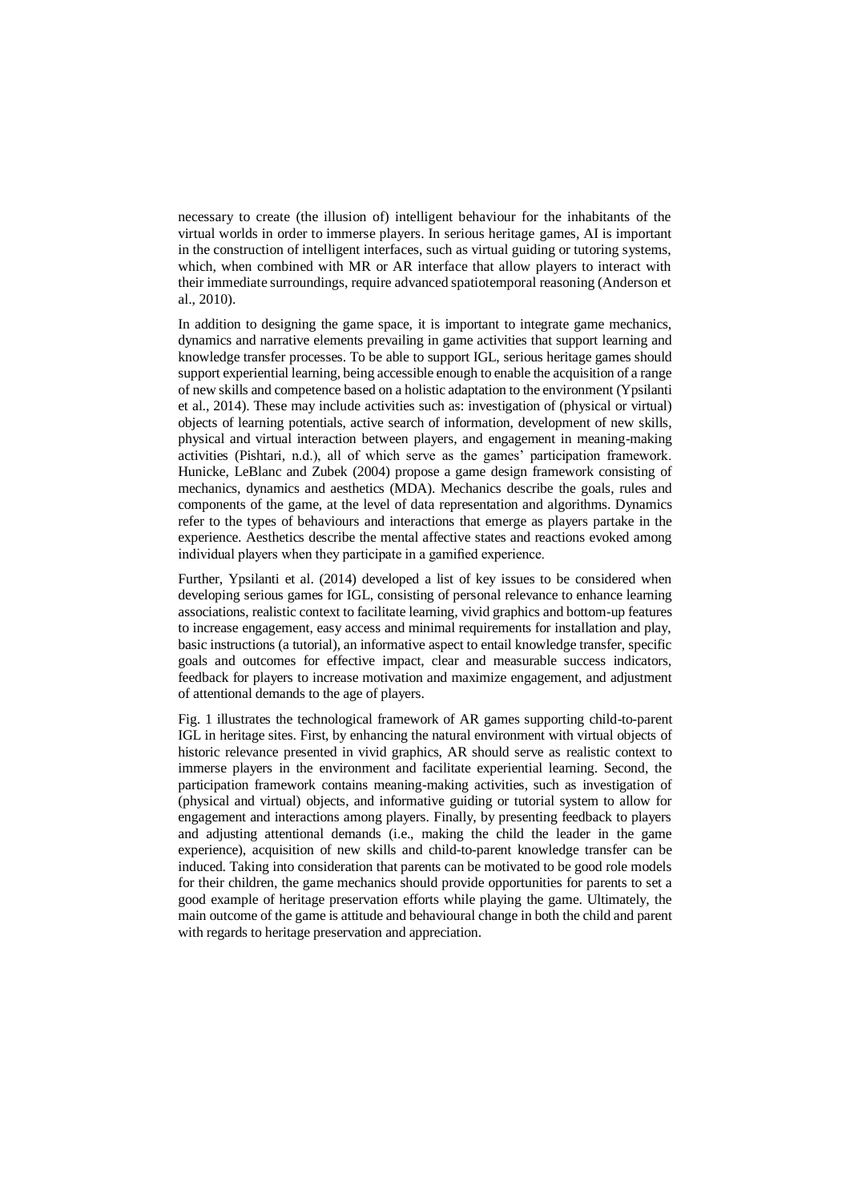necessary to create (the illusion of) intelligent behaviour for the inhabitants of the virtual worlds in order to immerse players. In serious heritage games, AI is important in the construction of intelligent interfaces, such as virtual guiding or tutoring systems, which, when combined with MR or AR interface that allow players to interact with their immediate surroundings, require advanced spatiotemporal reasoning (Anderson et al., 2010).

In addition to designing the game space, it is important to integrate game mechanics, dynamics and narrative elements prevailing in game activities that support learning and knowledge transfer processes. To be able to support IGL, serious heritage games should support experiential learning, being accessible enough to enable the acquisition of a range of new skills and competence based on a holistic adaptation to the environment (Ypsilanti et al., 2014). These may include activities such as: investigation of (physical or virtual) objects of learning potentials, active search of information, development of new skills, physical and virtual interaction between players, and engagement in meaning-making activities (Pishtari, n.d.), all of which serve as the games' participation framework. Hunicke, LeBlanc and Zubek (2004) propose a game design framework consisting of mechanics, dynamics and aesthetics (MDA). Mechanics describe the goals, rules and components of the game, at the level of data representation and algorithms. Dynamics refer to the types of behaviours and interactions that emerge as players partake in the experience. Aesthetics describe the mental affective states and reactions evoked among individual players when they participate in a gamified experience.

Further, Ypsilanti et al. (2014) developed a list of key issues to be considered when developing serious games for IGL, consisting of personal relevance to enhance learning associations, realistic context to facilitate learning, vivid graphics and bottom-up features to increase engagement, easy access and minimal requirements for installation and play, basic instructions (a tutorial), an informative aspect to entail knowledge transfer, specific goals and outcomes for effective impact, clear and measurable success indicators, feedback for players to increase motivation and maximize engagement, and adjustment of attentional demands to the age of players.

Fig. 1 illustrates the technological framework of AR games supporting child-to-parent IGL in heritage sites. First, by enhancing the natural environment with virtual objects of historic relevance presented in vivid graphics, AR should serve as realistic context to immerse players in the environment and facilitate experiential learning. Second, the participation framework contains meaning-making activities, such as investigation of (physical and virtual) objects, and informative guiding or tutorial system to allow for engagement and interactions among players. Finally, by presenting feedback to players and adjusting attentional demands (i.e., making the child the leader in the game experience), acquisition of new skills and child-to-parent knowledge transfer can be induced. Taking into consideration that parents can be motivated to be good role models for their children, the game mechanics should provide opportunities for parents to set a good example of heritage preservation efforts while playing the game. Ultimately, the main outcome of the game is attitude and behavioural change in both the child and parent with regards to heritage preservation and appreciation.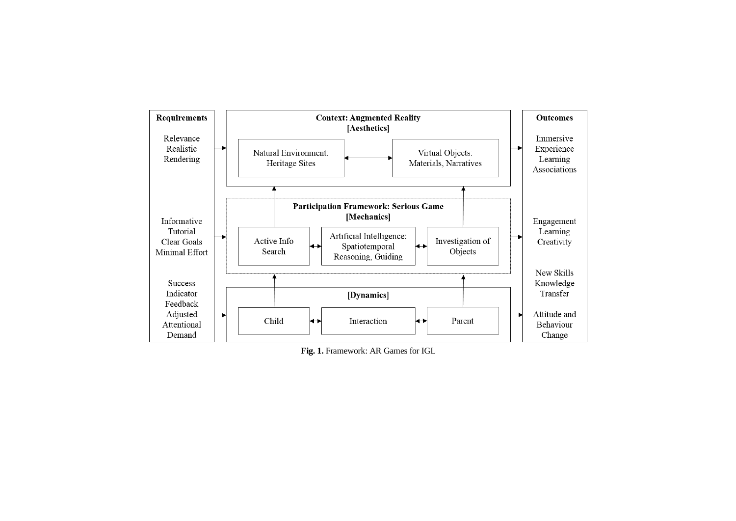**Requirements**

Relevance
Realistic
Rendering

Informative
Tutorial
Clear Goals
Minimal Effort

Success
Indicator
Feedback
Adjusted
Attentional
Demand

**Context: Augmented Reality**
**[Aesthetics]**

Natural Environment: Heritage Sites ↔ Virtual Objects: Materials, Narratives

**Participation Framework: Serious Game**
**[Mechanics]**

Active Info Search ↔ Artificial Intelligence: Spatiotemporal Reasoning, Guiding ↔ Investigation of Objects

**[Dynamics]**

Child ↔ Interaction ↔ Parent

**Outcomes**

Immersive
Experience
Learning
Associations

Engagement
Learning
Creativity

New Skills
Knowledge
Transfer

Attitude and
Behaviour
Change

**Fig. 1.** Framework: AR Games for IGL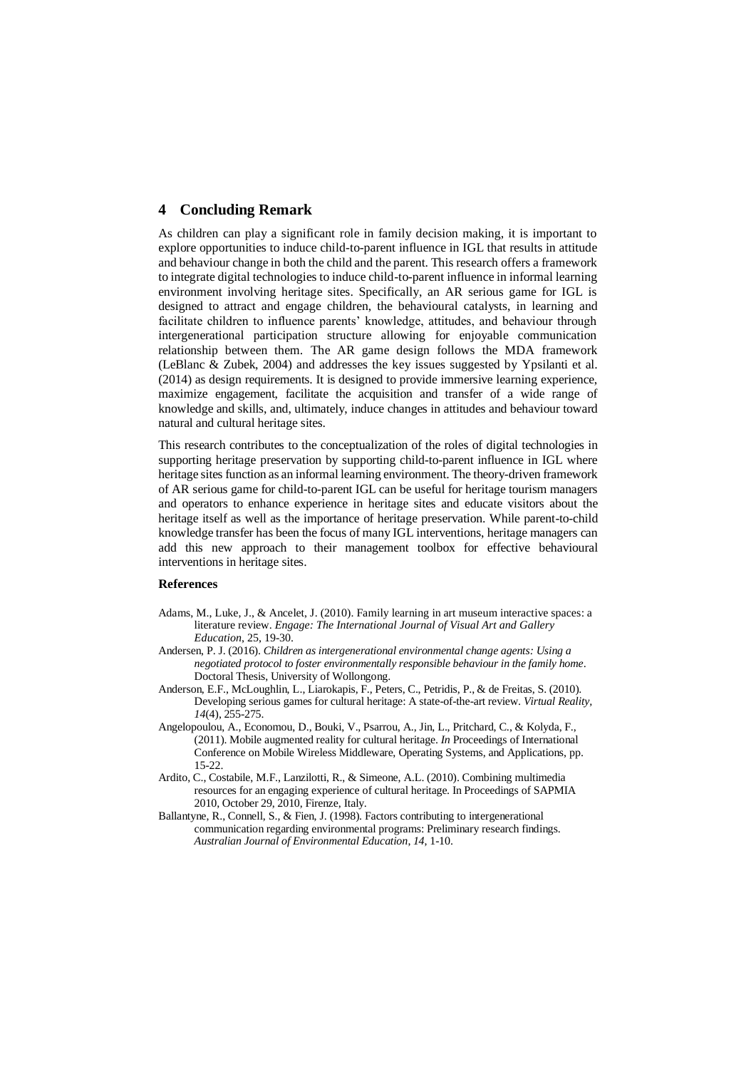## 4 Concluding Remark

As children can play a significant role in family decision making, it is important to explore opportunities to induce child-to-parent influence in IGL that results in attitude and behaviour change in both the child and the parent. This research offers a framework to integrate digital technologies to induce child-to-parent influence in informal learning environment involving heritage sites. Specifically, an AR serious game for IGL is designed to attract and engage children, the behavioural catalysts, in learning and facilitate children to influence parents' knowledge, attitudes, and behaviour through intergenerational participation structure allowing for enjoyable communication relationship between them. The AR game design follows the MDA framework (LeBlanc & Zubek, 2004) and addresses the key issues suggested by Ypsilanti et al. (2014) as design requirements. It is designed to provide immersive learning experience, maximize engagement, facilitate the acquisition and transfer of a wide range of knowledge and skills, and, ultimately, induce changes in attitudes and behaviour toward natural and cultural heritage sites.

This research contributes to the conceptualization of the roles of digital technologies in supporting heritage preservation by supporting child-to-parent influence in IGL where heritage sites function as an informal learning environment. The theory-driven framework of AR serious game for child-to-parent IGL can be useful for heritage tourism managers and operators to enhance experience in heritage sites and educate visitors about the heritage itself as well as the importance of heritage preservation. While parent-to-child knowledge transfer has been the focus of many IGL interventions, heritage managers can add this new approach to their management toolbox for effective behavioural interventions in heritage sites.

### References

Adams, M., Luke, J., & Ancelet, J. (2010). Family learning in art museum interactive spaces: a literature review. *Engage: The International Journal of Visual Art and Gallery Education*, 25, 19-30.

Andersen, P. J. (2016). *Children as intergenerational environmental change agents: Using a negotiated protocol to foster environmentally responsible behaviour in the family home*. Doctoral Thesis, University of Wollongong.

Anderson, E.F., McLoughlin, L., Liarokapis, F., Peters, C., Petridis, P., & de Freitas, S. (2010). Developing serious games for cultural heritage: A state-of-the-art review. *Virtual Reality*, *14*(4), 255-275.

Angelopoulou, A., Economou, D., Bouki, V., Psarrou, A., Jin, L., Pritchard, C., & Kolyda, F., (2011). Mobile augmented reality for cultural heritage. *In* Proceedings of International Conference on Mobile Wireless Middleware, Operating Systems, and Applications, pp. 15-22.

Ardito, C., Costabile, M.F., Lanzilotti, R., & Simeone, A.L. (2010). Combining multimedia resources for an engaging experience of cultural heritage. In Proceedings of SAPMIA 2010, October 29, 2010, Firenze, Italy.

Ballantyne, R., Connell, S., & Fien, J. (1998). Factors contributing to intergenerational communication regarding environmental programs: Preliminary research findings. *Australian Journal of Environmental Education*, *14*, 1-10.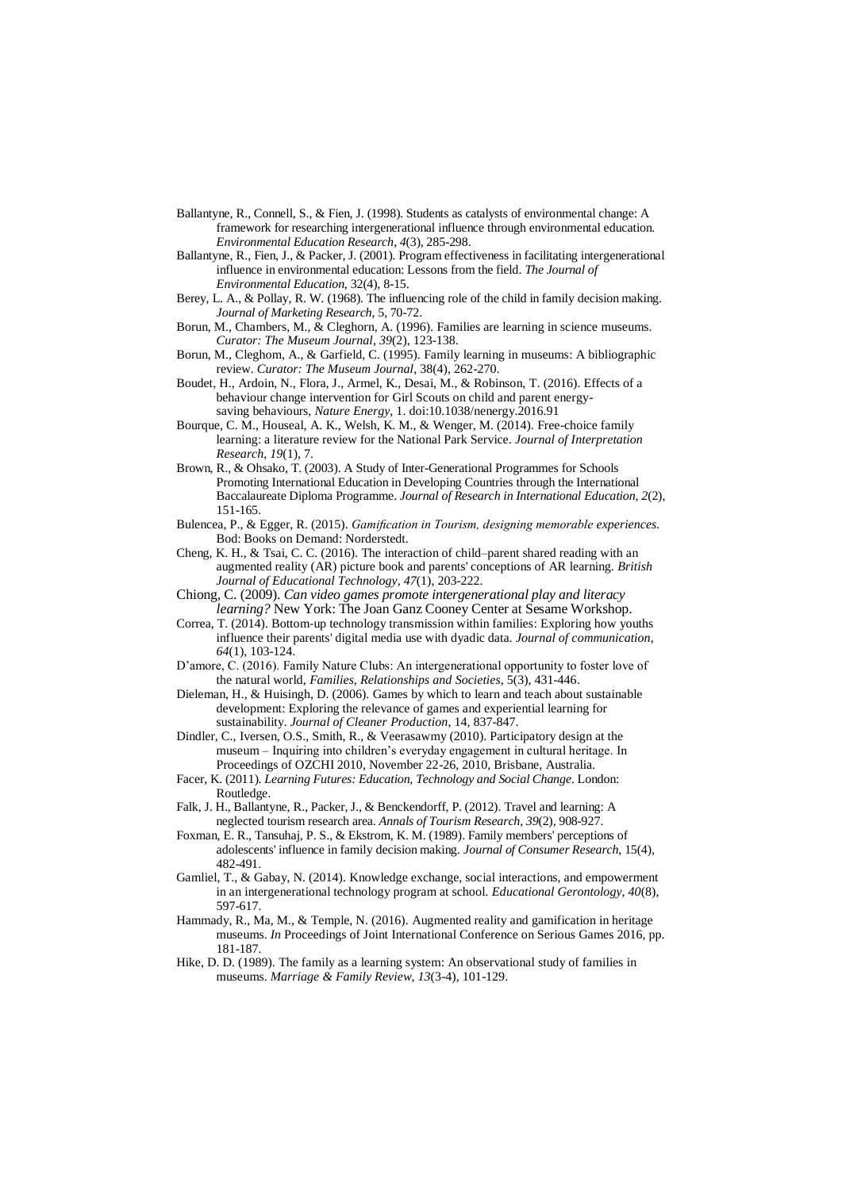Ballantyne, R., Connell, S., & Fien, J. (1998). Students as catalysts of environmental change: A framework for researching intergenerational influence through environmental education. *Environmental Education Research*, *4*(3), 285-298.

Ballantyne, R., Fien, J., & Packer, J. (2001). Program effectiveness in facilitating intergenerational influence in environmental education: Lessons from the field. *The Journal of Environmental Education*, 32(4), 8-15.

Berey, L. A., & Pollay, R. W. (1968). The influencing role of the child in family decision making. *Journal of Marketing Research*, 5, 70-72.

Borun, M., Chambers, M., & Cleghorn, A. (1996). Families are learning in science museums. *Curator: The Museum Journal*, *39*(2), 123-138.

Borun, M., Cleghom, A., & Garfield, C. (1995). Family learning in museums: A bibliographic review. *Curator: The Museum Journal*, 38(4), 262-270.

Boudet, H., Ardoin, N., Flora, J., Armel, K., Desai, M., & Robinson, T. (2016). Effects of a behaviour change intervention for Girl Scouts on child and parent energy-saving behaviours, *Nature Energy*, 1. doi:10.1038/nenergy.2016.91

Bourque, C. M., Houseal, A. K., Welsh, K. M., & Wenger, M. (2014). Free-choice family learning: a literature review for the National Park Service. *Journal of Interpretation Research*, *19*(1), 7.

Brown, R., & Ohsako, T. (2003). A Study of Inter-Generational Programmes for Schools Promoting International Education in Developing Countries through the International Baccalaureate Diploma Programme. *Journal of Research in International Education*, *2*(2), 151-165.

Bulencea, P., & Egger, R. (2015). *Gamification in Tourism, designing memorable experiences.* Bod: Books on Demand: Norderstedt.

Cheng, K. H., & Tsai, C. C. (2016). The interaction of child–parent shared reading with an augmented reality (AR) picture book and parents' conceptions of AR learning. *British Journal of Educational Technology*, *47*(1), 203-222.

Chiong, C. (2009). *Can video games promote intergenerational play and literacy learning?* New York: The Joan Ganz Cooney Center at Sesame Workshop.

Correa, T. (2014). Bottom-up technology transmission within families: Exploring how youths influence their parents' digital media use with dyadic data. *Journal of communication*, *64*(1), 103-124.

D'amore, C. (2016). Family Nature Clubs: An intergenerational opportunity to foster love of the natural world, *Families, Relationships and Societies*, 5(3), 431-446.

Dieleman, H., & Huisingh, D. (2006). Games by which to learn and teach about sustainable development: Exploring the relevance of games and experiential learning for sustainability. *Journal of Cleaner Production*, 14, 837-847.

Dindler, C., Iversen, O.S., Smith, R., & Veerasawmy (2010). Participatory design at the museum – Inquiring into children's everyday engagement in cultural heritage. In Proceedings of OZCHI 2010, November 22-26, 2010, Brisbane, Australia.

Facer, K. (2011). *Learning Futures: Education, Technology and Social Change*. London: Routledge.

Falk, J. H., Ballantyne, R., Packer, J., & Benckendorff, P. (2012). Travel and learning: A neglected tourism research area. *Annals of Tourism Research*, *39*(2), 908-927.

Foxman, E. R., Tansuhaj, P. S., & Ekstrom, K. M. (1989). Family members' perceptions of adolescents' influence in family decision making. *Journal of Consumer Research*, 15(4), 482-491.

Gamliel, T., & Gabay, N. (2014). Knowledge exchange, social interactions, and empowerment in an intergenerational technology program at school. *Educational Gerontology*, *40*(8), 597-617.

Hammady, R., Ma, M., & Temple, N. (2016). Augmented reality and gamification in heritage museums. *In* Proceedings of Joint International Conference on Serious Games 2016, pp. 181-187.

Hike, D. D. (1989). The family as a learning system: An observational study of families in museums. *Marriage & Family Review*, *13*(3-4), 101-129.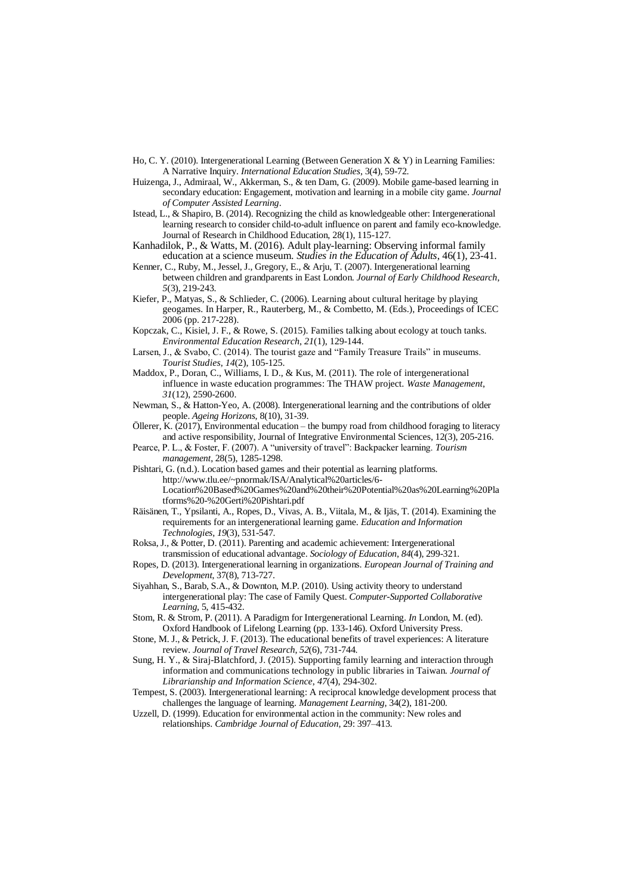Ho, C. Y. (2010). Intergenerational Learning (Between Generation X & Y) in Learning Families: A Narrative Inquiry. *International Education Studies*, 3(4), 59-72.

Huizenga, J., Admiraal, W., Akkerman, S., & ten Dam, G. (2009). Mobile game-based learning in secondary education: Engagement, motivation and learning in a mobile city game. *Journal of Computer Assisted Learning*.

Istead, L., & Shapiro, B. (2014). Recognizing the child as knowledgeable other: Intergenerational learning research to consider child-to-adult influence on parent and family eco-knowledge. Journal of Research in Childhood Education, 28(1), 115-127.

Kanhadilok, P., & Watts, M. (2016). Adult play-learning: Observing informal family education at a science museum. *Studies in the Education of Adults*, 46(1), 23-41.

Kenner, C., Ruby, M., Jessel, J., Gregory, E., & Arju, T. (2007). Intergenerational learning between children and grandparents in East London. *Journal of Early Childhood Research*, *5*(3), 219-243.

Kiefer, P., Matyas, S., & Schlieder, C. (2006). Learning about cultural heritage by playing geogames. In Harper, R., Rauterberg, M., & Combetto, M. (Eds.), Proceedings of ICEC 2006 (pp. 217-228).

Kopczak, C., Kisiel, J. F., & Rowe, S. (2015). Families talking about ecology at touch tanks. *Environmental Education Research*, *21*(1), 129-144.

Larsen, J., & Svabo, C. (2014). The tourist gaze and "Family Treasure Trails" in museums. *Tourist Studies*, *14*(2), 105-125.

Maddox, P., Doran, C., Williams, I. D., & Kus, M. (2011). The role of intergenerational influence in waste education programmes: The THAW project. *Waste Management*, *31*(12), 2590-2600.

Newman, S., & Hatton-Yeo, A. (2008). Intergenerational learning and the contributions of older people. *Ageing Horizons*, 8(10), 31-39.

Öllerer, K. (2017), Environmental education – the bumpy road from childhood foraging to literacy and active responsibility, Journal of Integrative Environmental Sciences, 12(3), 205-216.

Pearce, P. L., & Foster, F. (2007). A "university of travel": Backpacker learning. *Tourism management*, 28(5), 1285-1298.

Pishtari, G. (n.d.). Location based games and their potential as learning platforms. http://www.tlu.ee/~pnormak/ISA/Analytical%20articles/6-Location%20Based%20Games%20and%20their%20Potential%20as%20Learning%20Platforms%20-%20Gerti%20Pishtari.pdf

Räisänen, T., Ypsilanti, A., Ropes, D., Vivas, A. B., Viitala, M., & Ijäs, T. (2014). Examining the requirements for an intergenerational learning game. *Education and Information Technologies*, *19*(3), 531-547.

Roksa, J., & Potter, D. (2011). Parenting and academic achievement: Intergenerational transmission of educational advantage. *Sociology of Education*, *84*(4), 299-321.

Ropes, D. (2013). Intergenerational learning in organizations. *European Journal of Training and Development*, 37(8), 713-727.

Siyahhan, S., Barab, S.A., & Downton, M.P. (2010). Using activity theory to understand intergenerational play: The case of Family Quest. *Computer-Supported Collaborative Learning*, 5, 415-432.

Stom, R. & Strom, P. (2011). A Paradigm for Intergenerational Learning. *In* London, M. (ed). Oxford Handbook of Lifelong Learning (pp. 133-146). Oxford University Press.

Stone, M. J., & Petrick, J. F. (2013). The educational benefits of travel experiences: A literature review. *Journal of Travel Research*, *52*(6), 731-744.

Sung, H. Y., & Siraj-Blatchford, J. (2015). Supporting family learning and interaction through information and communications technology in public libraries in Taiwan. *Journal of Librarianship and Information Science*, *47*(4), 294-302.

Tempest, S. (2003). Intergenerational learning: A reciprocal knowledge development process that challenges the language of learning. *Management Learning*, 34(2), 181-200.

Uzzell, D. (1999). Education for environmental action in the community: New roles and relationships. *Cambridge Journal of Education*, 29: 397–413.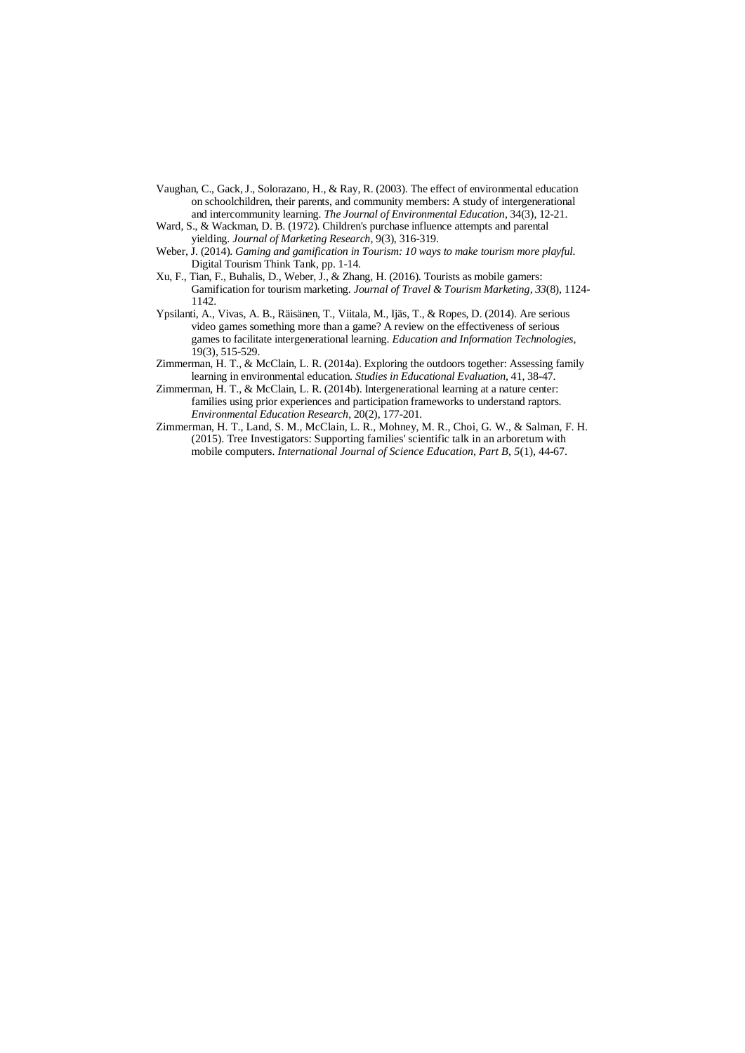Vaughan, C., Gack, J., Solorazano, H., & Ray, R. (2003). The effect of environmental education on schoolchildren, their parents, and community members: A study of intergenerational and intercommunity learning. *The Journal of Environmental Education*, 34(3), 12-21.

Ward, S., & Wackman, D. B. (1972). Children's purchase influence attempts and parental yielding. *Journal of Marketing Research*, 9(3), 316-319.

Weber, J. (2014). *Gaming and gamification in Tourism: 10 ways to make tourism more playful.* Digital Tourism Think Tank, pp. 1-14.

Xu, F., Tian, F., Buhalis, D., Weber, J., & Zhang, H. (2016). Tourists as mobile gamers: Gamification for tourism marketing. *Journal of Travel & Tourism Marketing*, *33*(8), 1124-1142.

Ypsilanti, A., Vivas, A. B., Räisänen, T., Viitala, M., Ijäs, T., & Ropes, D. (2014). Are serious video games something more than a game? A review on the effectiveness of serious games to facilitate intergenerational learning. *Education and Information Technologies*, 19(3), 515-529.

Zimmerman, H. T., & McClain, L. R. (2014a). Exploring the outdoors together: Assessing family learning in environmental education. *Studies in Educational Evaluation*, 41, 38-47.

Zimmerman, H. T., & McClain, L. R. (2014b). Intergenerational learning at a nature center: families using prior experiences and participation frameworks to understand raptors. *Environmental Education Research*, 20(2), 177-201.

Zimmerman, H. T., Land, S. M., McClain, L. R., Mohney, M. R., Choi, G. W., & Salman, F. H. (2015). Tree Investigators: Supporting families' scientific talk in an arboretum with mobile computers. *International Journal of Science Education, Part B*, *5*(1), 44-67.